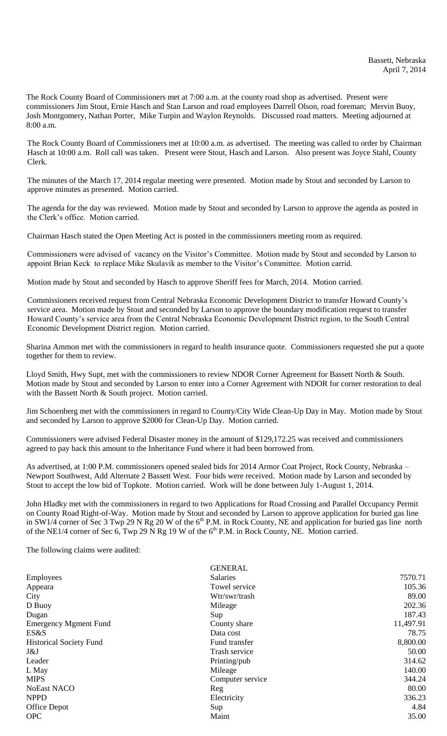Bassett, Nebraska
April 7, 2014

The Rock County Board of Commissioners met at 7:00 a.m. at the county road shop as advertised. Present were commissioners Jim Stout, Ernie Hasch and Stan Larson and road employees Darrell Olson, road foreman; Mervin Buoy, Josh Montgomery, Nathan Porter, Mike Turpin and Waylon Reynolds. Discussed road matters. Meeting adjourned at 8:00 a.m.

The Rock County Board of Commissioners met at 10:00 a.m. as advertised. The meeting was called to order by Chairman Hasch at 10:00 a.m. Roll call was taken. Present were Stout, Hasch and Larson. Also present was Joyce Stahl, County Clerk.

The minutes of the March 17, 2014 regular meeting were presented. Motion made by Stout and seconded by Larson to approve minutes as presented. Motion carried.

The agenda for the day was reviewed. Motion made by Stout and seconded by Larson to approve the agenda as posted in the Clerk's office. Motion carried.

Chairman Hasch stated the Open Meeting Act is posted in the commissioners meeting room as required.

Commissioners were advised of vacancy on the Visitor's Committee. Motion made by Stout and seconded by Larson to appoint Brian Keck to replace Mike Skulavik as member to the Visitor's Committee. Motion carrid.

Motion made by Stout and seconded by Hasch to approve Sheriff fees for March, 2014. Motion carried.

Commissioners received request from Central Nebraska Economic Development District to transfer Howard County's service area. Motion made by Stout and seconded by Larson to approve the boundary modification request to transfer Howard County's service area from the Central Nebraska Economic Development District region, to the South Central Economic Development District region. Motion carried.

Sharina Ammon met with the commissioners in regard to health insurance quote. Commissioners requested she put a quote together for them to review.

Lloyd Smith, Hwy Supt, met with the commissioners to review NDOR Corner Agreement for Bassett North & South. Motion made by Stout and seconded by Larson to enter into a Corner Agreement with NDOR for corner restoration to deal with the Bassett North & South project. Motion carried.

Jim Schoenberg met with the commissioners in regard to County/City Wide Clean-Up Day in May. Motion made by Stout and seconded by Larson to approve $2000 for Clean-Up Day. Motion carried.

Commissioners were advised Federal Disaster money in the amount of $129,172.25 was received and commissioners agreed to pay back this amount to the Inheritance Fund where it had been borrowed from.

As advertised, at 1:00 P.M. commissioners opened sealed bids for 2014 Armor Coat Project, Rock County, Nebraska – Newport Southwest, Add Alternate 2 Bassett West. Four bids were received. Motion made by Larson and seconded by Stout to accept the low bid of Topkote. Motion carried. Work will be done between July 1-August 1, 2014.

John Hladky met with the commissioners in regard to two Applications for Road Crossing and Parallel Occupancy Permit on County Road Right-of-Way. Motion made by Stout and seconded by Larson to approve application for buried gas line in SW1/4 corner of Sec 3 Twp 29 N Rg 20 W of the 6th P.M. in Rock County, NE and application for buried gas line north of the NE1/4 corner of Sec 6, Twp 29 N Rg 19 W of the 6th P.M. in Rock County, NE. Motion carried.

The following claims were audited:

| | GENERAL | |
|---|---|---|
| Employees | Salaries | 7570.71 |
| Appeara | Towel service | 105.36 |
| City | Wtr/swr/trash | 89.00 |
| D Buoy | Mileage | 202.36 |
| Dugan | Sup | 187.43 |
| Emergency Mgment Fund | County share | 11,497.91 |
| ES&S | Data cost | 78.75 |
| Historical Society Fund | Fund transfer | 8,800.00 |
| J&J | Trash service | 50.00 |
| Leader | Printing/pub | 314.62 |
| L May | Mileage | 140.00 |
| MIPS | Computer service | 344.24 |
| NoEast NACO | Reg | 80.00 |
| NPPD | Electricity | 336.23 |
| Office Depot | Sup | 4.84 |
| OPC | Maint | 35.00 |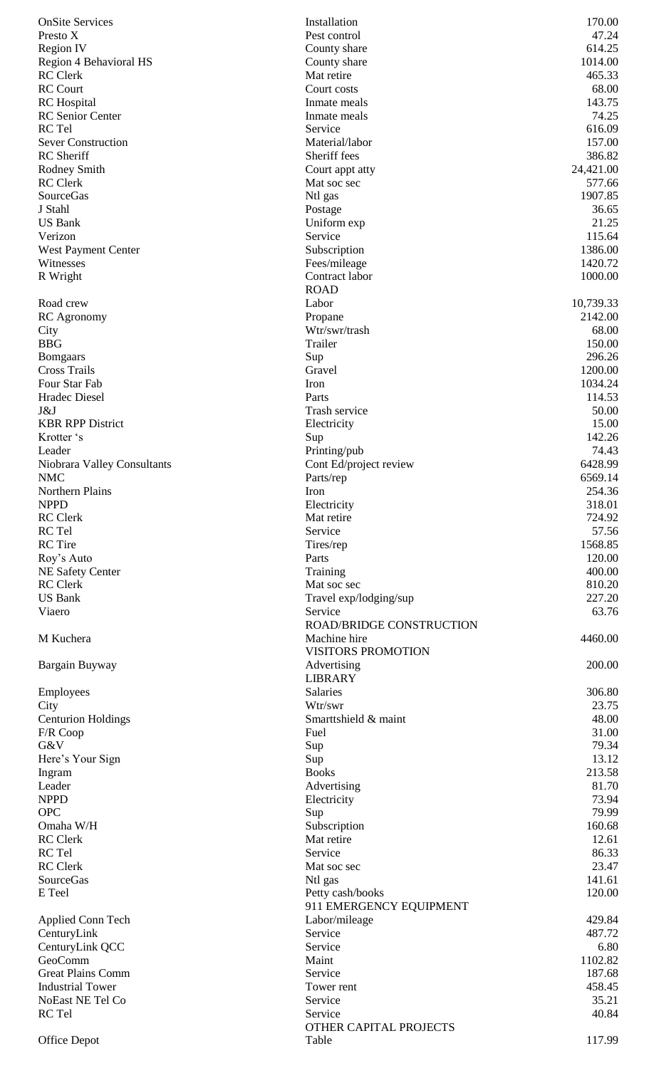| | | |
|---|---|---|
| OnSite Services | Installation | 170.00 |
| Presto X | Pest control | 47.24 |
| Region IV | County share | 614.25 |
| Region 4 Behavioral HS | County share | 1014.00 |
| RC Clerk | Mat retire | 465.33 |
| RC Court | Court costs | 68.00 |
| RC Hospital | Inmate meals | 143.75 |
| RC Senior Center | Inmate meals | 74.25 |
| RC Tel | Service | 616.09 |
| Sever Construction | Material/labor | 157.00 |
| RC Sheriff | Sheriff fees | 386.82 |
| Rodney Smith | Court appt atty | 24,421.00 |
| RC Clerk | Mat soc sec | 577.66 |
| SourceGas | Ntl gas | 1907.85 |
| J Stahl | Postage | 36.65 |
| US Bank | Uniform exp | 21.25 |
| Verizon | Service | 115.64 |
| West Payment Center | Subscription | 1386.00 |
| Witnesses | Fees/mileage | 1420.72 |
| R Wright | Contract labor | 1000.00 |
| | ROAD | |
| Road crew | Labor | 10,739.33 |
| RC Agronomy | Propane | 2142.00 |
| City | Wtr/swr/trash | 68.00 |
| BBG | Trailer | 150.00 |
| Bomgaars | Sup | 296.26 |
| Cross Trails | Gravel | 1200.00 |
| Four Star Fab | Iron | 1034.24 |
| Hradec Diesel | Parts | 114.53 |
| J&J | Trash service | 50.00 |
| KBR RPP District | Electricity | 15.00 |
| Krotter 's | Sup | 142.26 |
| Leader | Printing/pub | 74.43 |
| Niobrara Valley Consultants | Cont Ed/project review | 6428.99 |
| NMC | Parts/rep | 6569.14 |
| Northern Plains | Iron | 254.36 |
| NPPD | Electricity | 318.01 |
| RC Clerk | Mat retire | 724.92 |
| RC Tel | Service | 57.56 |
| RC Tire | Tires/rep | 1568.85 |
| Roy's Auto | Parts | 120.00 |
| NE Safety Center | Training | 400.00 |
| RC Clerk | Mat soc sec | 810.20 |
| US Bank | Travel exp/lodging/sup | 227.20 |
| Viaero | Service | 63.76 |
| | ROAD/BRIDGE CONSTRUCTION | |
| M Kuchera | Machine hire | 4460.00 |
| | VISITORS PROMOTION | |
| Bargain Buyway | Advertising | 200.00 |
| | LIBRARY | |
| Employees | Salaries | 306.80 |
| City | Wtr/swr | 23.75 |
| Centurion Holdings | Smarttshield & maint | 48.00 |
| F/R Coop | Fuel | 31.00 |
| G&V | Sup | 79.34 |
| Here's Your Sign | Sup | 13.12 |
| Ingram | Books | 213.58 |
| Leader | Advertising | 81.70 |
| NPPD | Electricity | 73.94 |
| OPC | Sup | 79.99 |
| Omaha W/H | Subscription | 160.68 |
| RC Clerk | Mat retire | 12.61 |
| RC Tel | Service | 86.33 |
| RC Clerk | Mat soc sec | 23.47 |
| SourceGas | Ntl gas | 141.61 |
| E Teel | Petty cash/books | 120.00 |
| | 911 EMERGENCY EQUIPMENT | |
| Applied Conn Tech | Labor/mileage | 429.84 |
| CenturyLink | Service | 487.72 |
| CenturyLink QCC | Service | 6.80 |
| GeoComm | Maint | 1102.82 |
| Great Plains Comm | Service | 187.68 |
| Industrial Tower | Tower rent | 458.45 |
| NoEast NE Tel Co | Service | 35.21 |
| RC Tel | Service | 40.84 |
| | OTHER CAPITAL PROJECTS | |
| Office Depot | Table | 117.99 |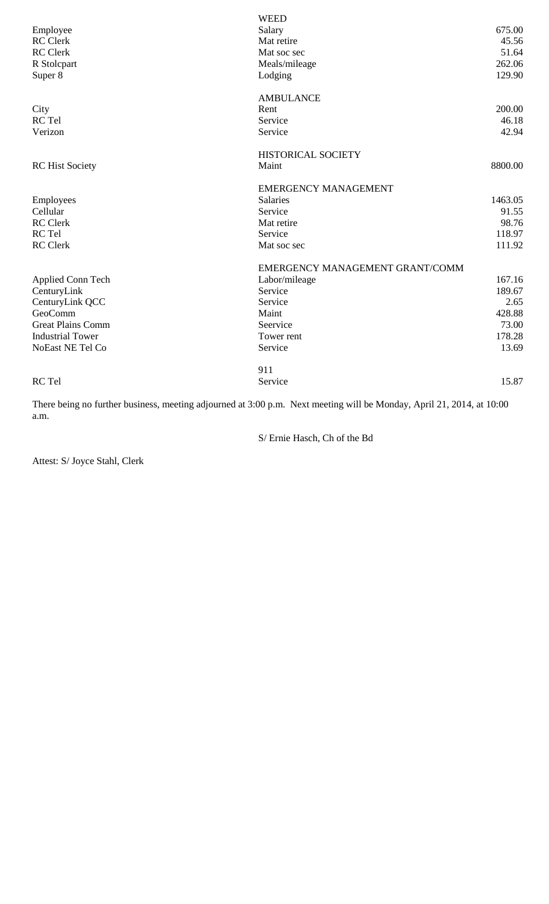| | | |
|---|---|---|
| | WEED | |
| Employee | Salary | 675.00 |
| RC Clerk | Mat retire | 45.56 |
| RC Clerk | Mat soc sec | 51.64 |
| R Stolcpart | Meals/mileage | 262.06 |
| Super 8 | Lodging | 129.90 |
| | AMBULANCE | |
| City | Rent | 200.00 |
| RC Tel | Service | 46.18 |
| Verizon | Service | 42.94 |
| | HISTORICAL SOCIETY | |
| RC Hist Society | Maint | 8800.00 |
| | EMERGENCY MANAGEMENT | |
| Employees | Salaries | 1463.05 |
| Cellular | Service | 91.55 |
| RC Clerk | Mat retire | 98.76 |
| RC Tel | Service | 118.97 |
| RC Clerk | Mat soc sec | 111.92 |
| | EMERGENCY MANAGEMENT GRANT/COMM | |
| Applied Conn Tech | Labor/mileage | 167.16 |
| CenturyLink | Service | 189.67 |
| CenturyLink QCC | Service | 2.65 |
| GeoComm | Maint | 428.88 |
| Great Plains Comm | Seervice | 73.00 |
| Industrial Tower | Tower rent | 178.28 |
| NoEast NE Tel Co | Service | 13.69 |
| | 911 | |
| RC Tel | Service | 15.87 |

There being no further business, meeting adjourned at 3:00 p.m. Next meeting will be Monday, April 21, 2014, at 10:00 a.m.

S/ Ernie Hasch, Ch of the Bd

Attest: S/ Joyce Stahl, Clerk